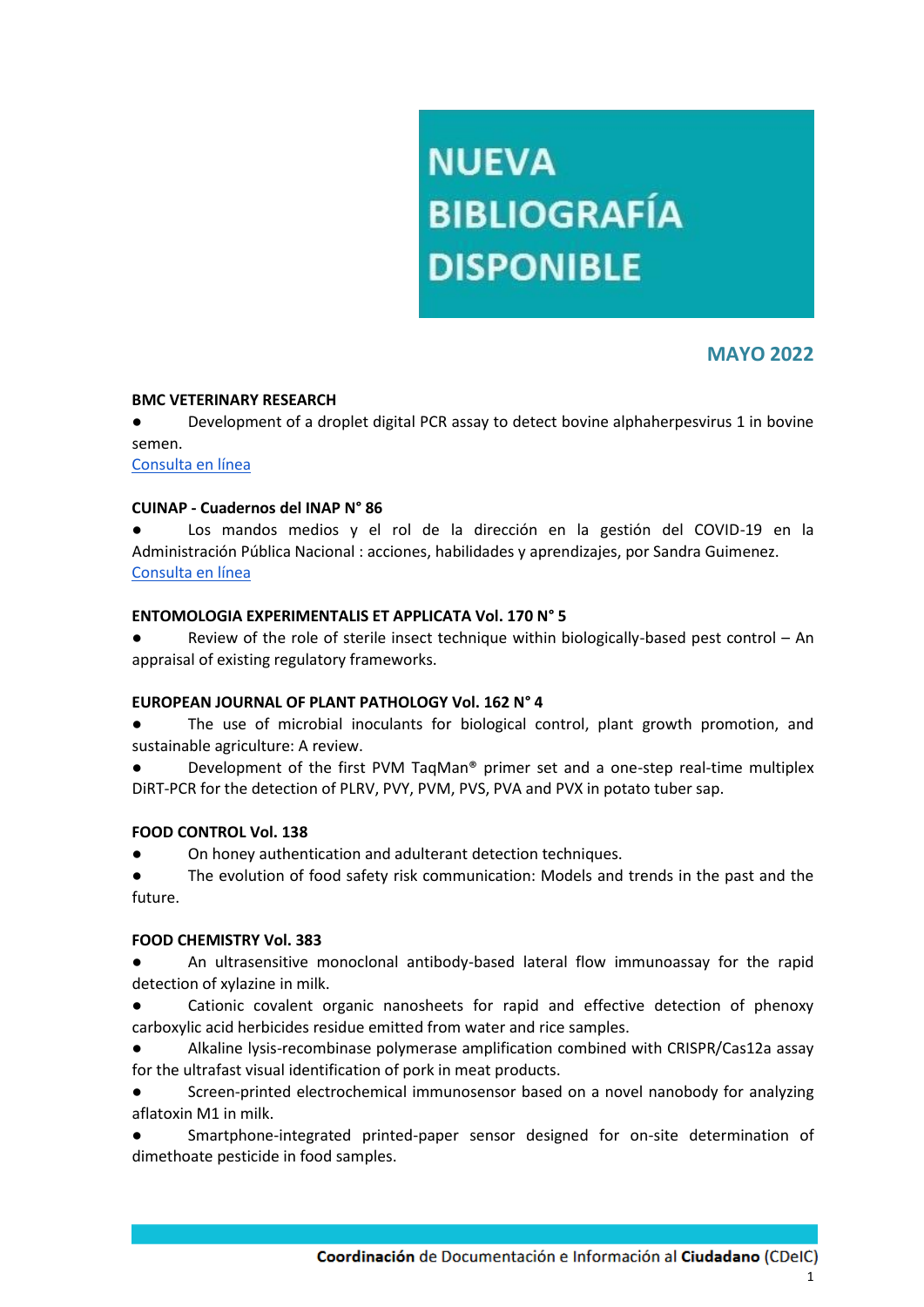# NUEVA BIBLIOGRAFÍA DISPONIBLE

## MAYO 2022

**BMC VETERINARY RESEARCH**

- Development of a droplet digital PCR assay to detect bovine alphaherpesvirus 1 in bovine semen.

Consulta en línea

**CUINAP - Cuadernos del INAP N° 86**

- Los mandos medios y el rol de la dirección en la gestión del COVID-19 en la Administración Pública Nacional : acciones, habilidades y aprendizajes, por Sandra Guimenez.

Consulta en línea

**ENTOMOLOGIA EXPERIMENTALIS ET APPLICATA Vol. 170 N° 5**

- Review of the role of sterile insect technique within biologically-based pest control – An appraisal of existing regulatory frameworks.

**EUROPEAN JOURNAL OF PLANT PATHOLOGY Vol. 162 N° 4**

- The use of microbial inoculants for biological control, plant growth promotion, and sustainable agriculture: A review.
- Development of the first PVM TaqMan® primer set and a one-step real-time multiplex DiRT-PCR for the detection of PLRV, PVY, PVM, PVS, PVA and PVX in potato tuber sap.

**FOOD CONTROL Vol. 138**

- On honey authentication and adulterant detection techniques.
- The evolution of food safety risk communication: Models and trends in the past and the future.

**FOOD CHEMISTRY Vol. 383**

- An ultrasensitive monoclonal antibody-based lateral flow immunoassay for the rapid detection of xylazine in milk.
- Cationic covalent organic nanosheets for rapid and effective detection of phenoxy carboxylic acid herbicides residue emitted from water and rice samples.
- Alkaline lysis-recombinase polymerase amplification combined with CRISPR/Cas12a assay for the ultrafast visual identification of pork in meat products.
- Screen-printed electrochemical immunosensor based on a novel nanobody for analyzing aflatoxin M1 in milk.
- Smartphone-integrated printed-paper sensor designed for on-site determination of dimethoate pesticide in food samples.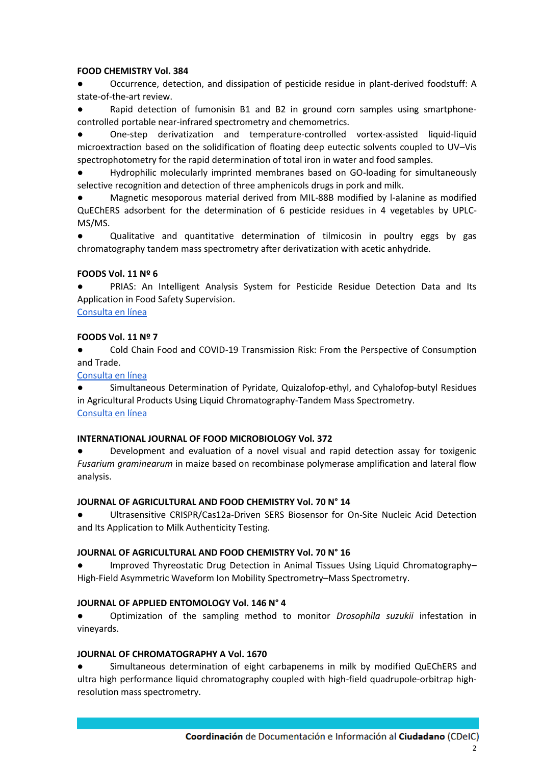**FOOD CHEMISTRY Vol. 384**

- Occurrence, detection, and dissipation of pesticide residue in plant-derived foodstuff: A state-of-the-art review.
- Rapid detection of fumonisin B1 and B2 in ground corn samples using smartphone-controlled portable near-infrared spectrometry and chemometrics.
- One-step derivatization and temperature-controlled vortex-assisted liquid-liquid microextraction based on the solidification of floating deep eutectic solvents coupled to UV–Vis spectrophotometry for the rapid determination of total iron in water and food samples.
- Hydrophilic molecularly imprinted membranes based on GO-loading for simultaneously selective recognition and detection of three amphenicols drugs in pork and milk.
- Magnetic mesoporous material derived from MIL-88B modified by l-alanine as modified QuEChERS adsorbent for the determination of 6 pesticide residues in 4 vegetables by UPLC-MS/MS.
- Qualitative and quantitative determination of tilmicosin in poultry eggs by gas chromatography tandem mass spectrometry after derivatization with acetic anhydride.

**FOODS Vol. 11 Nº 6**

- PRIAS: An Intelligent Analysis System for Pesticide Residue Detection Data and Its Application in Food Safety Supervision.

Consulta en línea

**FOODS Vol. 11 Nº 7**

- Cold Chain Food and COVID-19 Transmission Risk: From the Perspective of Consumption and Trade.

Consulta en línea

- Simultaneous Determination of Pyridate, Quizalofop-ethyl, and Cyhalofop-butyl Residues in Agricultural Products Using Liquid Chromatography-Tandem Mass Spectrometry.

Consulta en línea

**INTERNATIONAL JOURNAL OF FOOD MICROBIOLOGY Vol. 372**

- Development and evaluation of a novel visual and rapid detection assay for toxigenic *Fusarium graminearum* in maize based on recombinase polymerase amplification and lateral flow analysis.

**JOURNAL OF AGRICULTURAL AND FOOD CHEMISTRY Vol. 70 N° 14**

- Ultrasensitive CRISPR/Cas12a-Driven SERS Biosensor for On-Site Nucleic Acid Detection and Its Application to Milk Authenticity Testing.

**JOURNAL OF AGRICULTURAL AND FOOD CHEMISTRY Vol. 70 N° 16**

- Improved Thyreostatic Drug Detection in Animal Tissues Using Liquid Chromatography–High-Field Asymmetric Waveform Ion Mobility Spectrometry–Mass Spectrometry.

**JOURNAL OF APPLIED ENTOMOLOGY Vol. 146 N° 4**

- Optimization of the sampling method to monitor *Drosophila suzukii* infestation in vineyards.

**JOURNAL OF CHROMATOGRAPHY A Vol. 1670**

- Simultaneous determination of eight carbapenems in milk by modified QuEChERS and ultra high performance liquid chromatography coupled with high-field quadrupole-orbitrap high-resolution mass spectrometry.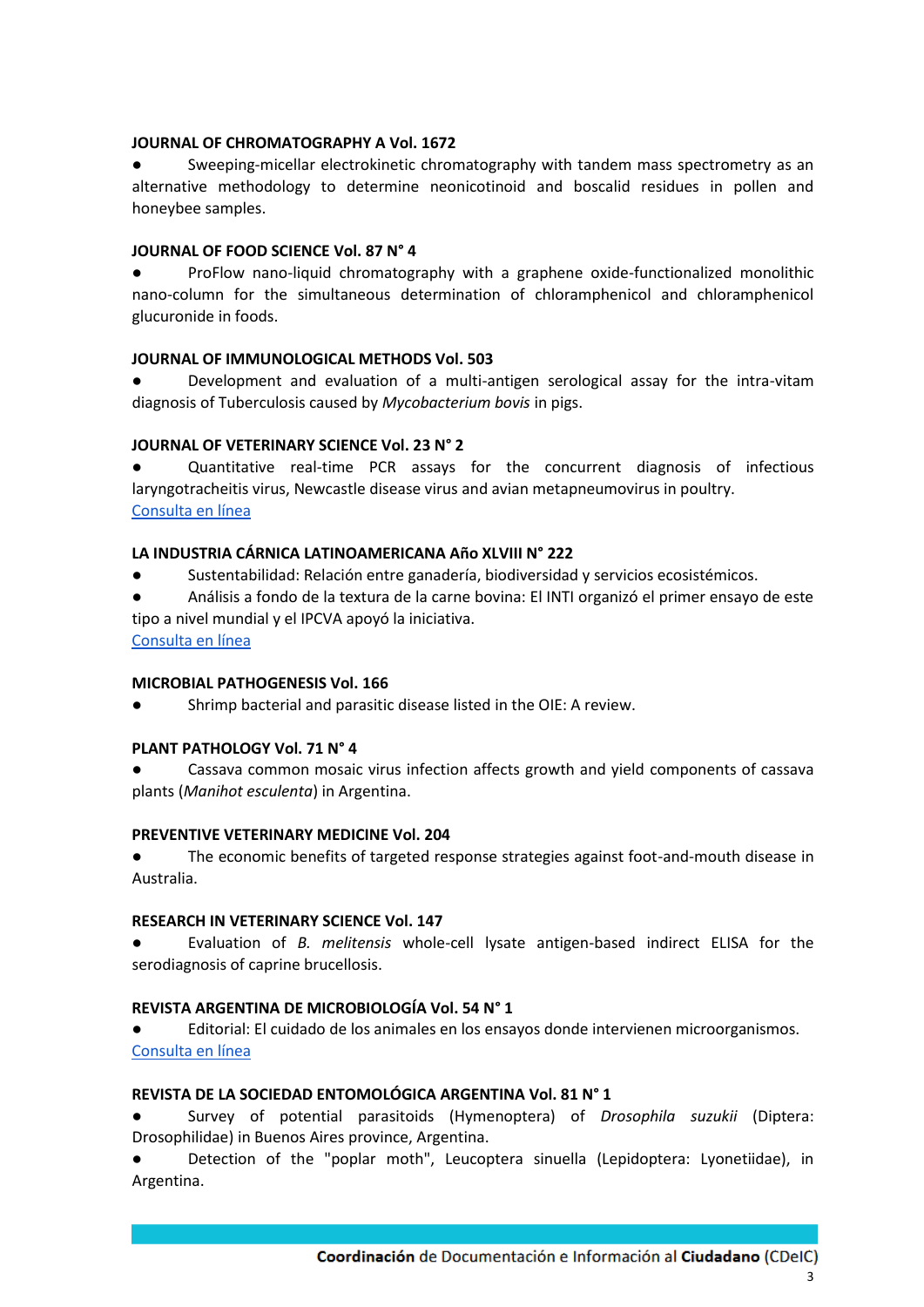**JOURNAL OF CHROMATOGRAPHY A Vol. 1672**

- Sweeping-micellar electrokinetic chromatography with tandem mass spectrometry as an alternative methodology to determine neonicotinoid and boscalid residues in pollen and honeybee samples.

**JOURNAL OF FOOD SCIENCE Vol. 87 N° 4**

- ProFlow nano-liquid chromatography with a graphene oxide-functionalized monolithic nano-column for the simultaneous determination of chloramphenicol and chloramphenicol glucuronide in foods.

**JOURNAL OF IMMUNOLOGICAL METHODS Vol. 503**

- Development and evaluation of a multi-antigen serological assay for the intra-vitam diagnosis of Tuberculosis caused by *Mycobacterium bovis* in pigs.

**JOURNAL OF VETERINARY SCIENCE Vol. 23 N° 2**

- Quantitative real-time PCR assays for the concurrent diagnosis of infectious laryngotracheitis virus, Newcastle disease virus and avian metapneumovirus in poultry.

Consulta en línea

**LA INDUSTRIA CÁRNICA LATINOAMERICANA Año XLVIII N° 222**

- Sustentabilidad: Relación entre ganadería, biodiversidad y servicios ecosistémicos.
- Análisis a fondo de la textura de la carne bovina: El INTI organizó el primer ensayo de este tipo a nivel mundial y el IPCVA apoyó la iniciativa.

Consulta en línea

**MICROBIAL PATHOGENESIS Vol. 166**

- Shrimp bacterial and parasitic disease listed in the OIE: A review.

**PLANT PATHOLOGY Vol. 71 N° 4**

- Cassava common mosaic virus infection affects growth and yield components of cassava plants (*Manihot esculenta*) in Argentina.

**PREVENTIVE VETERINARY MEDICINE Vol. 204**

- The economic benefits of targeted response strategies against foot-and-mouth disease in Australia.

**RESEARCH IN VETERINARY SCIENCE Vol. 147**

- Evaluation of *B. melitensis* whole-cell lysate antigen-based indirect ELISA for the serodiagnosis of caprine brucellosis.

**REVISTA ARGENTINA DE MICROBIOLOGÍA Vol. 54 N° 1**

- Editorial: El cuidado de los animales en los ensayos donde intervienen microorganismos.

Consulta en línea

**REVISTA DE LA SOCIEDAD ENTOMOLÓGICA ARGENTINA Vol. 81 N° 1**

- Survey of potential parasitoids (Hymenoptera) of *Drosophila suzukii* (Diptera: Drosophilidae) in Buenos Aires province, Argentina.
- Detection of the "poplar moth", Leucoptera sinuella (Lepidoptera: Lyonetiidae), in Argentina.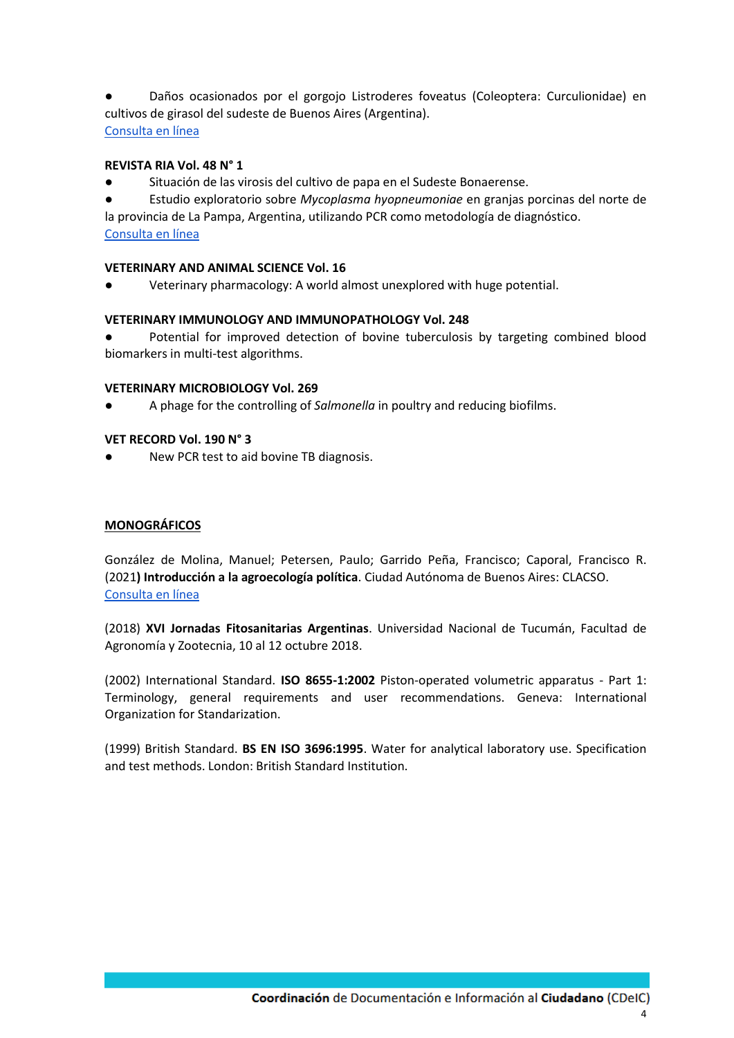- Daños ocasionados por el gorgojo Listroderes foveatus (Coleoptera: Curculionidae) en cultivos de girasol del sudeste de Buenos Aires (Argentina).

[Consulta en línea]

**REVISTA RIA Vol. 48 N° 1**

- Situación de las virosis del cultivo de papa en el Sudeste Bonaerense.
- Estudio exploratorio sobre *Mycoplasma hyopneumoniae* en granjas porcinas del norte de la provincia de La Pampa, Argentina, utilizando PCR como metodología de diagnóstico.

[Consulta en línea]

**VETERINARY AND ANIMAL SCIENCE Vol. 16**

- Veterinary pharmacology: A world almost unexplored with huge potential.

**VETERINARY IMMUNOLOGY AND IMMUNOPATHOLOGY Vol. 248**

- Potential for improved detection of bovine tuberculosis by targeting combined blood biomarkers in multi-test algorithms.

**VETERINARY MICROBIOLOGY Vol. 269**

- A phage for the controlling of *Salmonella* in poultry and reducing biofilms.

**VET RECORD Vol. 190 N° 3**

- New PCR test to aid bovine TB diagnosis.

## MONOGRÁFICOS

González de Molina, Manuel; Petersen, Paulo; Garrido Peña, Francisco; Caporal, Francisco R. (2021**) Introducción a la agroecología política**. Ciudad Autónoma de Buenos Aires: CLACSO.

[Consulta en línea]

(2018) **XVI Jornadas Fitosanitarias Argentinas**. Universidad Nacional de Tucumán, Facultad de Agronomía y Zootecnia, 10 al 12 octubre 2018.

(2002) International Standard. **ISO 8655-1:2002** Piston-operated volumetric apparatus - Part 1: Terminology, general requirements and user recommendations. Geneva: International Organization for Standarization.

(1999) British Standard. **BS EN ISO 3696:1995**. Water for analytical laboratory use. Specification and test methods. London: British Standard Institution.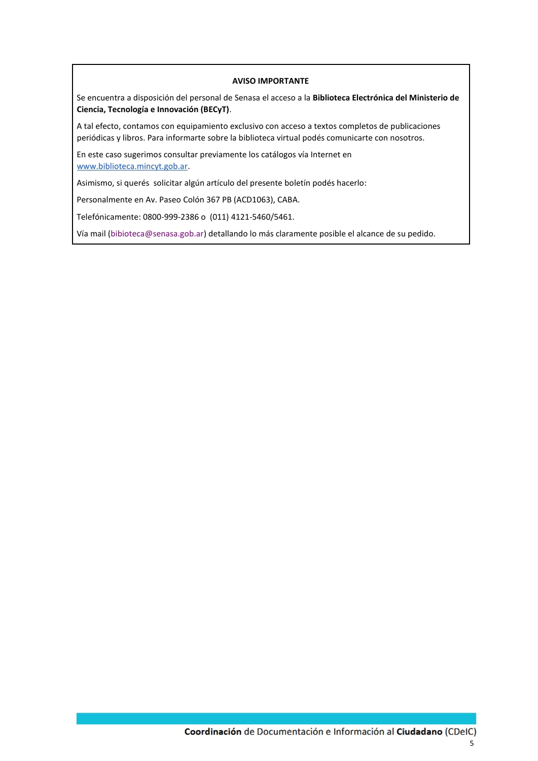**AVISO IMPORTANTE**

Se encuentra a disposición del personal de Senasa el acceso a la **Biblioteca Electrónica del Ministerio de Ciencia, Tecnología e Innovación (BECyT)**.

A tal efecto, contamos con equipamiento exclusivo con acceso a textos completos de publicaciones periódicas y libros. Para informarte sobre la biblioteca virtual podés comunicarte con nosotros.

En este caso sugerimos consultar previamente los catálogos vía Internet en www.biblioteca.mincyt.gob.ar.

Asimismo, si querés solicitar algún artículo del presente boletín podés hacerlo:

Personalmente en Av. Paseo Colón 367 PB (ACD1063), CABA.

Telefónicamente: 0800-999-2386 o (011) 4121-5460/5461.

Vía mail (bibioteca@senasa.gob.ar) detallando lo más claramente posible el alcance de su pedido.